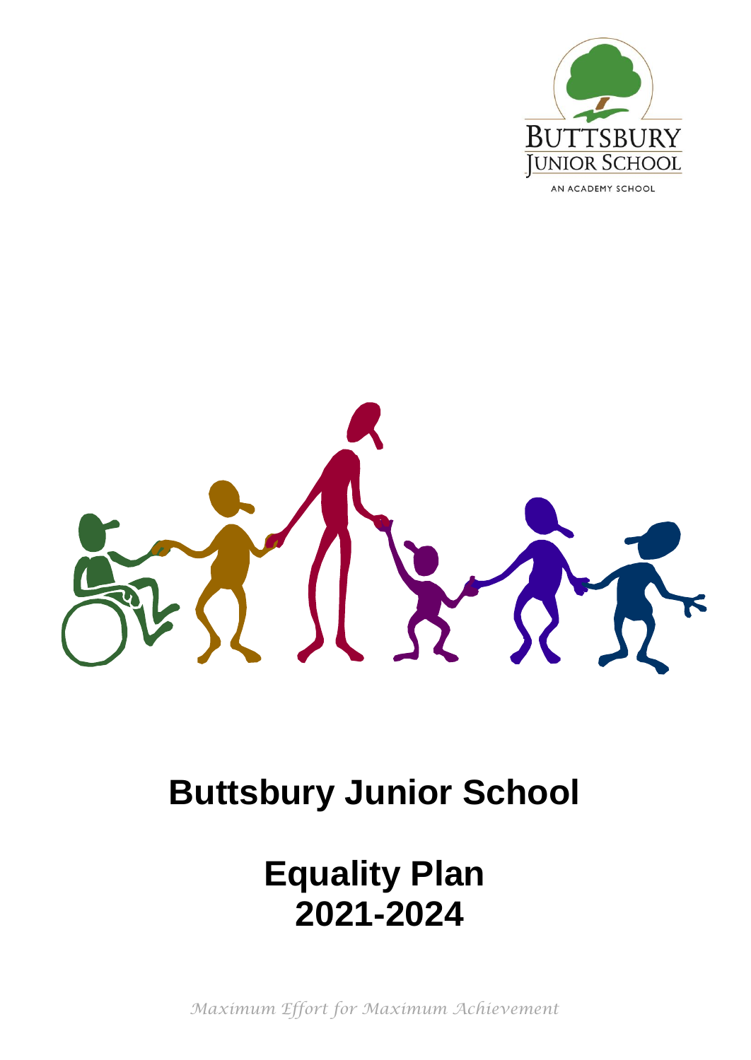BUTTSBURY JUNIOR SCHOOL

AN ACADEMY SCHOOL

# Buttsbury Junior School

# Equality Plan 2021-2024

*Maximum Effort for Maximum Achievement*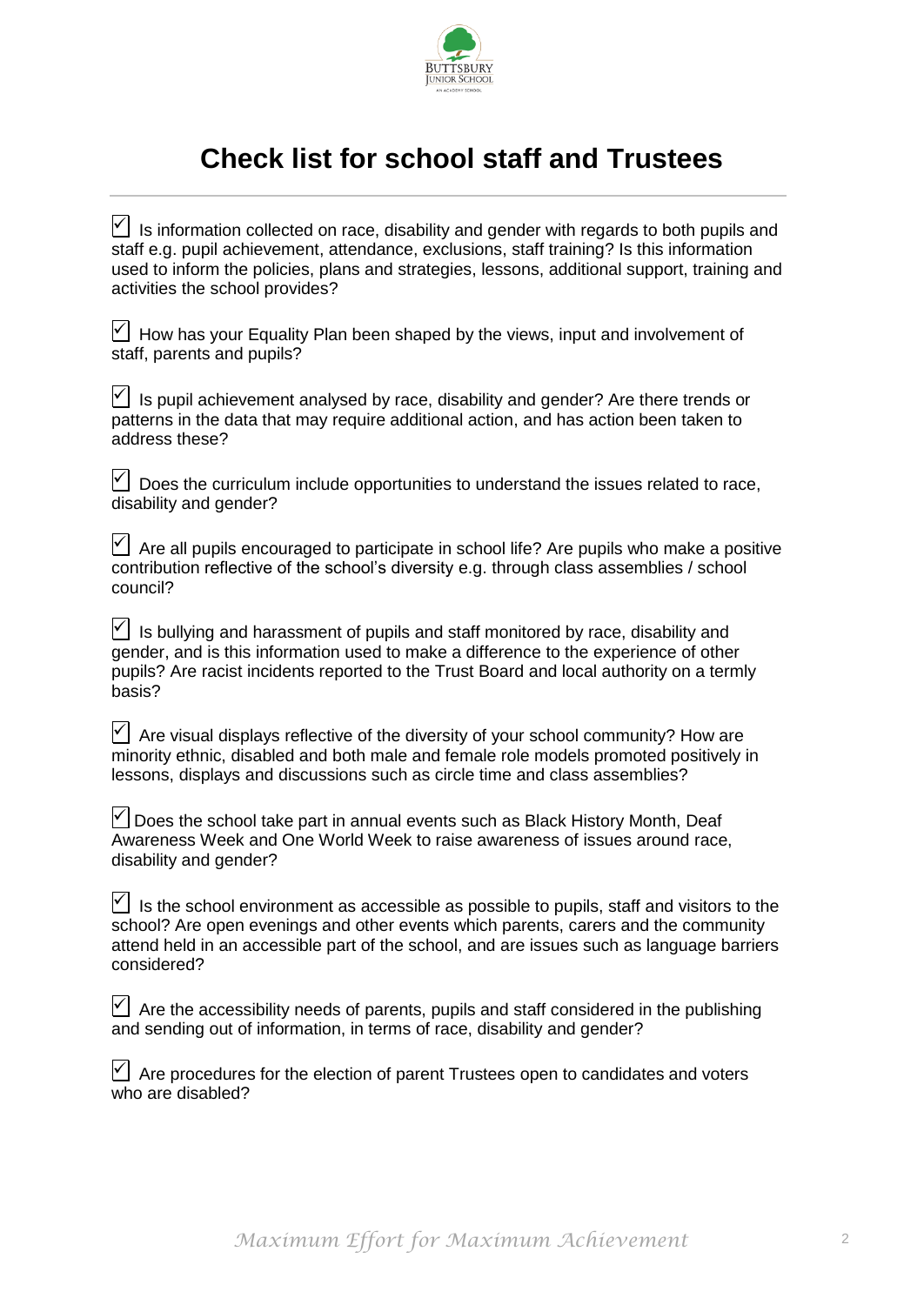# Check list for school staff and Trustees

- ☑ Is information collected on race, disability and gender with regards to both pupils and staff e.g. pupil achievement, attendance, exclusions, staff training? Is this information used to inform the policies, plans and strategies, lessons, additional support, training and activities the school provides?

- ☑ How has your Equality Plan been shaped by the views, input and involvement of staff, parents and pupils?

- ☑ Is pupil achievement analysed by race, disability and gender? Are there trends or patterns in the data that may require additional action, and has action been taken to address these?

- ☑ Does the curriculum include opportunities to understand the issues related to race, disability and gender?

- ☑ Are all pupils encouraged to participate in school life? Are pupils who make a positive contribution reflective of the school's diversity e.g. through class assemblies / school council?

- ☑ Is bullying and harassment of pupils and staff monitored by race, disability and gender, and is this information used to make a difference to the experience of other pupils? Are racist incidents reported to the Trust Board and local authority on a termly basis?

- ☑ Are visual displays reflective of the diversity of your school community? How are minority ethnic, disabled and both male and female role models promoted positively in lessons, displays and discussions such as circle time and class assemblies?

- ☑ Does the school take part in annual events such as Black History Month, Deaf Awareness Week and One World Week to raise awareness of issues around race, disability and gender?

- ☑ Is the school environment as accessible as possible to pupils, staff and visitors to the school? Are open evenings and other events which parents, carers and the community attend held in an accessible part of the school, and are issues such as language barriers considered?

- ☑ Are the accessibility needs of parents, pupils and staff considered in the publishing and sending out of information, in terms of race, disability and gender?

- ☑ Are procedures for the election of parent Trustees open to candidates and voters who are disabled?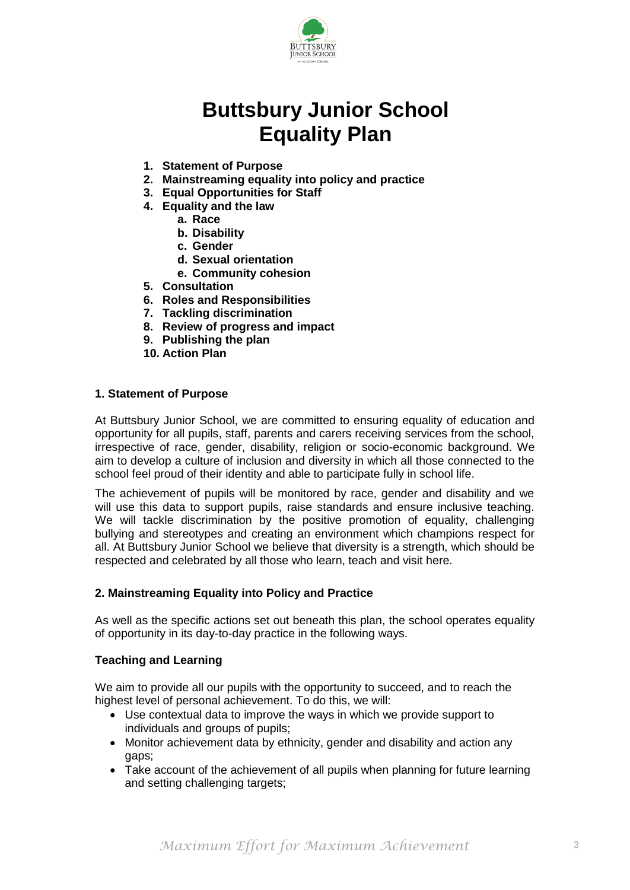# Buttsbury Junior School Equality Plan

1. **Statement of Purpose**
2. **Mainstreaming equality into policy and practice**
3. **Equal Opportunities for Staff**
4. **Equality and the law**
   a. **Race**
   b. **Disability**
   c. **Gender**
   d. **Sexual orientation**
   e. **Community cohesion**
5. **Consultation**
6. **Roles and Responsibilities**
7. **Tackling discrimination**
8. **Review of progress and impact**
9. **Publishing the plan**
10. **Action Plan**

## 1. Statement of Purpose

At Buttsbury Junior School, we are committed to ensuring equality of education and opportunity for all pupils, staff, parents and carers receiving services from the school, irrespective of race, gender, disability, religion or socio-economic background. We aim to develop a culture of inclusion and diversity in which all those connected to the school feel proud of their identity and able to participate fully in school life.

The achievement of pupils will be monitored by race, gender and disability and we will use this data to support pupils, raise standards and ensure inclusive teaching. We will tackle discrimination by the positive promotion of equality, challenging bullying and stereotypes and creating an environment which champions respect for all. At Buttsbury Junior School we believe that diversity is a strength, which should be respected and celebrated by all those who learn, teach and visit here.

## 2. Mainstreaming Equality into Policy and Practice

As well as the specific actions set out beneath this plan, the school operates equality of opportunity in its day-to-day practice in the following ways.

### Teaching and Learning

We aim to provide all our pupils with the opportunity to succeed, and to reach the highest level of personal achievement. To do this, we will:

- Use contextual data to improve the ways in which we provide support to individuals and groups of pupils;
- Monitor achievement data by ethnicity, gender and disability and action any gaps;
- Take account of the achievement of all pupils when planning for future learning and setting challenging targets;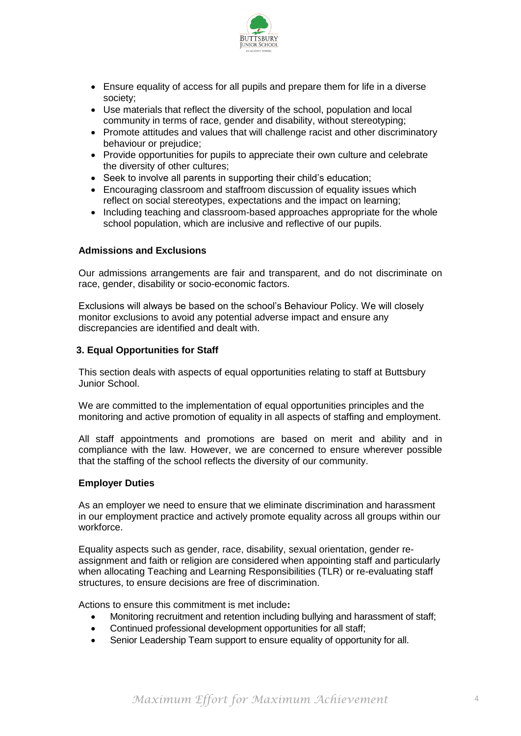- Ensure equality of access for all pupils and prepare them for life in a diverse society;
- Use materials that reflect the diversity of the school, population and local community in terms of race, gender and disability, without stereotyping;
- Promote attitudes and values that will challenge racist and other discriminatory behaviour or prejudice;
- Provide opportunities for pupils to appreciate their own culture and celebrate the diversity of other cultures;
- Seek to involve all parents in supporting their child's education;
- Encouraging classroom and staffroom discussion of equality issues which reflect on social stereotypes, expectations and the impact on learning;
- Including teaching and classroom-based approaches appropriate for the whole school population, which are inclusive and reflective of our pupils.

### Admissions and Exclusions

Our admissions arrangements are fair and transparent, and do not discriminate on race, gender, disability or socio-economic factors.

Exclusions will always be based on the school's Behaviour Policy. We will closely monitor exclusions to avoid any potential adverse impact and ensure any discrepancies are identified and dealt with.

## 3. Equal Opportunities for Staff

This section deals with aspects of equal opportunities relating to staff at Buttsbury Junior School.

We are committed to the implementation of equal opportunities principles and the monitoring and active promotion of equality in all aspects of staffing and employment.

All staff appointments and promotions are based on merit and ability and in compliance with the law. However, we are concerned to ensure wherever possible that the staffing of the school reflects the diversity of our community.

### Employer Duties

As an employer we need to ensure that we eliminate discrimination and harassment in our employment practice and actively promote equality across all groups within our workforce.

Equality aspects such as gender, race, disability, sexual orientation, gender re-assignment and faith or religion are considered when appointing staff and particularly when allocating Teaching and Learning Responsibilities (TLR) or re-evaluating staff structures, to ensure decisions are free of discrimination.

Actions to ensure this commitment is met include**:**

- Monitoring recruitment and retention including bullying and harassment of staff;
- Continued professional development opportunities for all staff;
- Senior Leadership Team support to ensure equality of opportunity for all.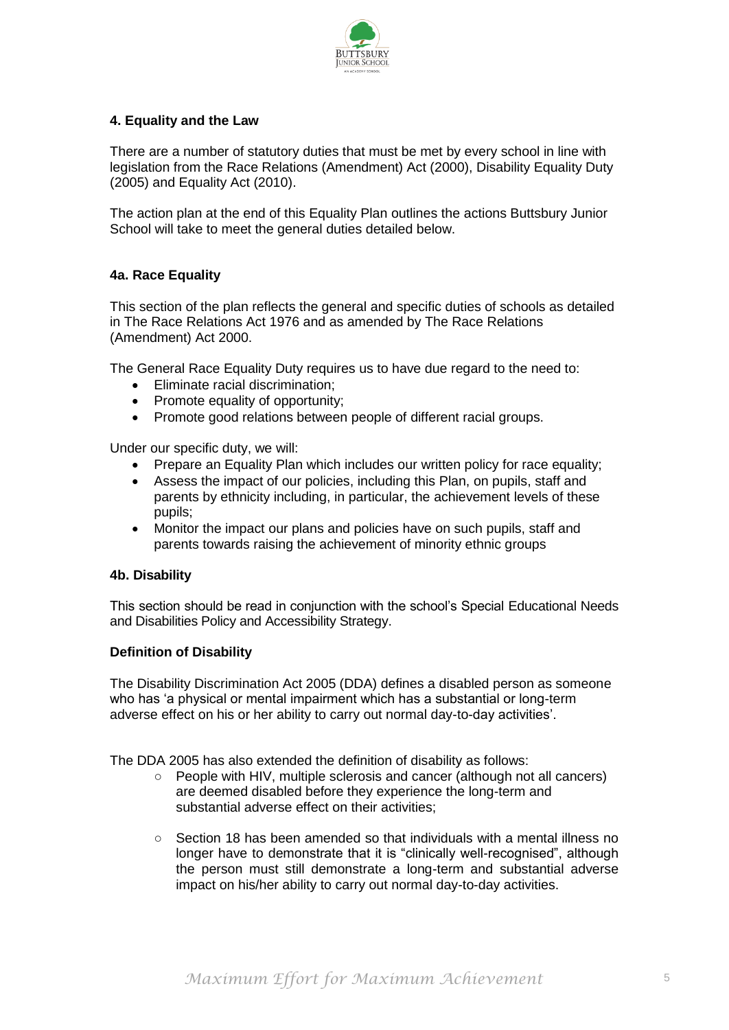## 4. Equality and the Law

There are a number of statutory duties that must be met by every school in line with legislation from the Race Relations (Amendment) Act (2000), Disability Equality Duty (2005) and Equality Act (2010).

The action plan at the end of this Equality Plan outlines the actions Buttsbury Junior School will take to meet the general duties detailed below.

### 4a. Race Equality

This section of the plan reflects the general and specific duties of schools as detailed in The Race Relations Act 1976 and as amended by The Race Relations (Amendment) Act 2000.

The General Race Equality Duty requires us to have due regard to the need to:

- Eliminate racial discrimination;
- Promote equality of opportunity;
- Promote good relations between people of different racial groups.

Under our specific duty, we will:

- Prepare an Equality Plan which includes our written policy for race equality;
- Assess the impact of our policies, including this Plan, on pupils, staff and parents by ethnicity including, in particular, the achievement levels of these pupils;
- Monitor the impact our plans and policies have on such pupils, staff and parents towards raising the achievement of minority ethnic groups

### 4b. Disability

This section should be read in conjunction with the school's Special Educational Needs and Disabilities Policy and Accessibility Strategy.

**Definition of Disability**

The Disability Discrimination Act 2005 (DDA) defines a disabled person as someone who has 'a physical or mental impairment which has a substantial or long-term adverse effect on his or her ability to carry out normal day-to-day activities'.

The DDA 2005 has also extended the definition of disability as follows:

- People with HIV, multiple sclerosis and cancer (although not all cancers) are deemed disabled before they experience the long-term and substantial adverse effect on their activities;
- Section 18 has been amended so that individuals with a mental illness no longer have to demonstrate that it is "clinically well-recognised", although the person must still demonstrate a long-term and substantial adverse impact on his/her ability to carry out normal day-to-day activities.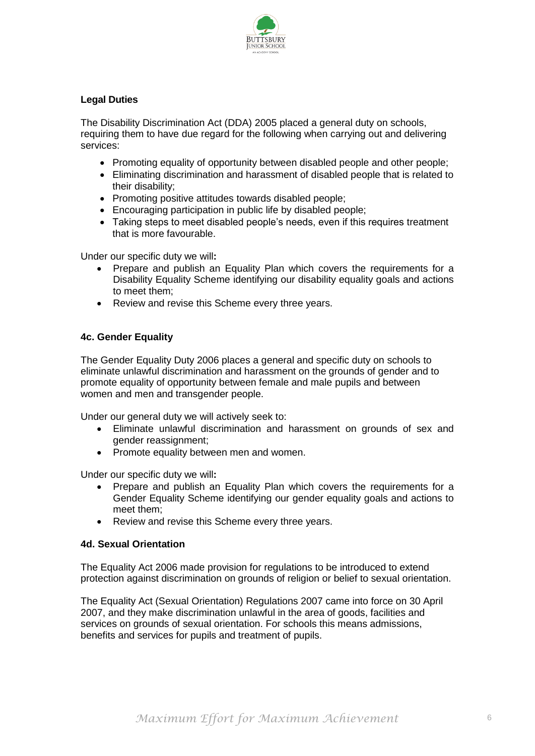**Legal Duties**

The Disability Discrimination Act (DDA) 2005 placed a general duty on schools, requiring them to have due regard for the following when carrying out and delivering services:

- Promoting equality of opportunity between disabled people and other people;
- Eliminating discrimination and harassment of disabled people that is related to their disability;
- Promoting positive attitudes towards disabled people;
- Encouraging participation in public life by disabled people;
- Taking steps to meet disabled people's needs, even if this requires treatment that is more favourable.

Under our specific duty we will**:**

- Prepare and publish an Equality Plan which covers the requirements for a Disability Equality Scheme identifying our disability equality goals and actions to meet them;
- Review and revise this Scheme every three years.

**4c. Gender Equality**

The Gender Equality Duty 2006 places a general and specific duty on schools to eliminate unlawful discrimination and harassment on the grounds of gender and to promote equality of opportunity between female and male pupils and between women and men and transgender people.

Under our general duty we will actively seek to:

- Eliminate unlawful discrimination and harassment on grounds of sex and gender reassignment;
- Promote equality between men and women.

Under our specific duty we will**:**

- Prepare and publish an Equality Plan which covers the requirements for a Gender Equality Scheme identifying our gender equality goals and actions to meet them;
- Review and revise this Scheme every three years.

**4d. Sexual Orientation**

The Equality Act 2006 made provision for regulations to be introduced to extend protection against discrimination on grounds of religion or belief to sexual orientation.

The Equality Act (Sexual Orientation) Regulations 2007 came into force on 30 April 2007, and they make discrimination unlawful in the area of goods, facilities and services on grounds of sexual orientation. For schools this means admissions, benefits and services for pupils and treatment of pupils.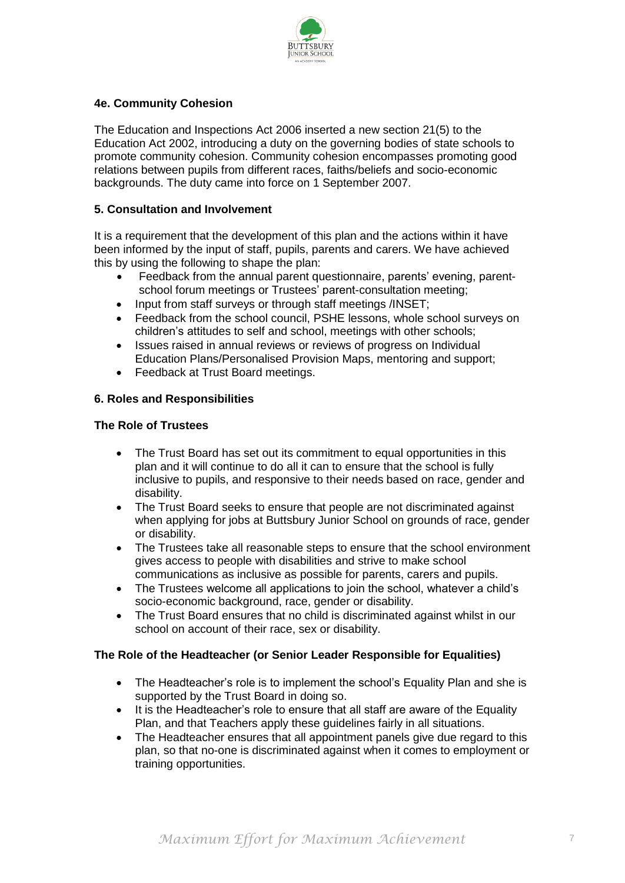### 4e. Community Cohesion

The Education and Inspections Act 2006 inserted a new section 21(5) to the Education Act 2002, introducing a duty on the governing bodies of state schools to promote community cohesion. Community cohesion encompasses promoting good relations between pupils from different races, faiths/beliefs and socio-economic backgrounds. The duty came into force on 1 September 2007.

## 5. Consultation and Involvement

It is a requirement that the development of this plan and the actions within it have been informed by the input of staff, pupils, parents and carers. We have achieved this by using the following to shape the plan:

- Feedback from the annual parent questionnaire, parents' evening, parent-school forum meetings or Trustees' parent-consultation meeting;
- Input from staff surveys or through staff meetings /INSET;
- Feedback from the school council, PSHE lessons, whole school surveys on children's attitudes to self and school, meetings with other schools;
- Issues raised in annual reviews or reviews of progress on Individual Education Plans/Personalised Provision Maps, mentoring and support;
- Feedback at Trust Board meetings.

## 6. Roles and Responsibilities

### The Role of Trustees

- The Trust Board has set out its commitment to equal opportunities in this plan and it will continue to do all it can to ensure that the school is fully inclusive to pupils, and responsive to their needs based on race, gender and disability.
- The Trust Board seeks to ensure that people are not discriminated against when applying for jobs at Buttsbury Junior School on grounds of race, gender or disability.
- The Trustees take all reasonable steps to ensure that the school environment gives access to people with disabilities and strive to make school communications as inclusive as possible for parents, carers and pupils.
- The Trustees welcome all applications to join the school, whatever a child's socio-economic background, race, gender or disability.
- The Trust Board ensures that no child is discriminated against whilst in our school on account of their race, sex or disability.

### The Role of the Headteacher (or Senior Leader Responsible for Equalities)

- The Headteacher's role is to implement the school's Equality Plan and she is supported by the Trust Board in doing so.
- It is the Headteacher's role to ensure that all staff are aware of the Equality Plan, and that Teachers apply these guidelines fairly in all situations.
- The Headteacher ensures that all appointment panels give due regard to this plan, so that no-one is discriminated against when it comes to employment or training opportunities.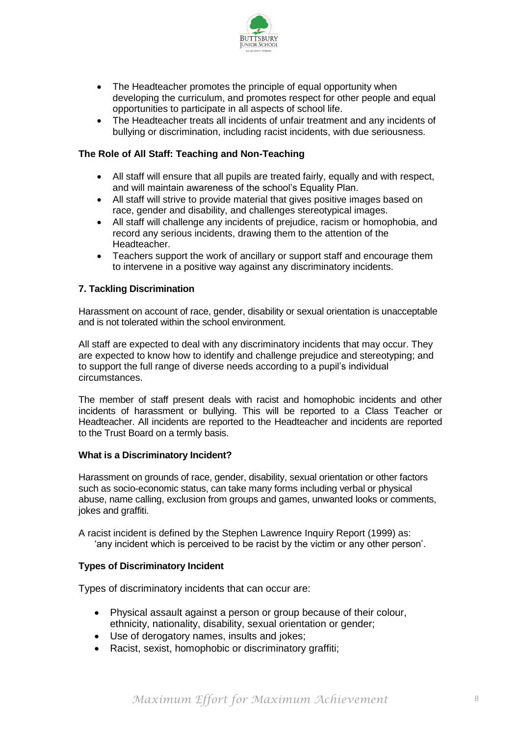- The Headteacher promotes the principle of equal opportunity when developing the curriculum, and promotes respect for other people and equal opportunities to participate in all aspects of school life.
- The Headteacher treats all incidents of unfair treatment and any incidents of bullying or discrimination, including racist incidents, with due seriousness.

### The Role of All Staff: Teaching and Non-Teaching

- All staff will ensure that all pupils are treated fairly, equally and with respect, and will maintain awareness of the school's Equality Plan.
- All staff will strive to provide material that gives positive images based on race, gender and disability, and challenges stereotypical images.
- All staff will challenge any incidents of prejudice, racism or homophobia, and record any serious incidents, drawing them to the attention of the Headteacher.
- Teachers support the work of ancillary or support staff and encourage them to intervene in a positive way against any discriminatory incidents.

## 7. Tackling Discrimination

Harassment on account of race, gender, disability or sexual orientation is unacceptable and is not tolerated within the school environment.

All staff are expected to deal with any discriminatory incidents that may occur. They are expected to know how to identify and challenge prejudice and stereotyping; and to support the full range of diverse needs according to a pupil's individual circumstances.

The member of staff present deals with racist and homophobic incidents and other incidents of harassment or bullying. This will be reported to a Class Teacher or Headteacher. All incidents are reported to the Headteacher and incidents are reported to the Trust Board on a termly basis.

### What is a Discriminatory Incident?

Harassment on grounds of race, gender, disability, sexual orientation or other factors such as socio-economic status, can take many forms including verbal or physical abuse, name calling, exclusion from groups and games, unwanted looks or comments, jokes and graffiti.

A racist incident is defined by the Stephen Lawrence Inquiry Report (1999) as:
'any incident which is perceived to be racist by the victim or any other person'.

### Types of Discriminatory Incident

Types of discriminatory incidents that can occur are:

- Physical assault against a person or group because of their colour, ethnicity, nationality, disability, sexual orientation or gender;
- Use of derogatory names, insults and jokes;
- Racist, sexist, homophobic or discriminatory graffiti;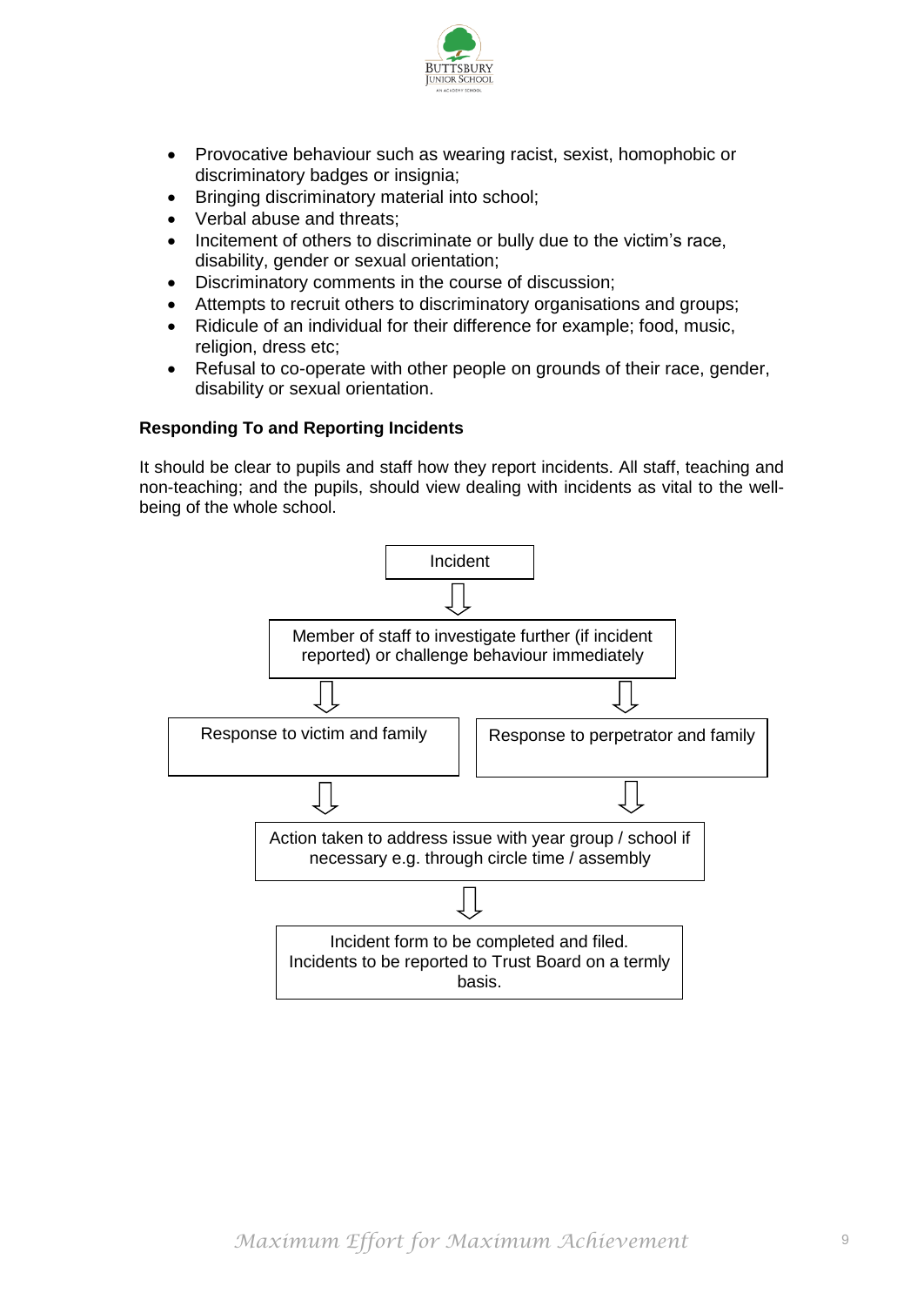- Provocative behaviour such as wearing racist, sexist, homophobic or discriminatory badges or insignia;
- Bringing discriminatory material into school;
- Verbal abuse and threats;
- Incitement of others to discriminate or bully due to the victim's race, disability, gender or sexual orientation;
- Discriminatory comments in the course of discussion;
- Attempts to recruit others to discriminatory organisations and groups;
- Ridicule of an individual for their difference for example; food, music, religion, dress etc;
- Refusal to co-operate with other people on grounds of their race, gender, disability or sexual orientation.

**Responding To and Reporting Incidents**

It should be clear to pupils and staff how they report incidents. All staff, teaching and non-teaching; and the pupils, should view dealing with incidents as vital to the well-being of the whole school.

Incident

↓

Member of staff to investigate further (if incident reported) or challenge behaviour immediately

↓ ↓

Response to victim and family | Response to perpetrator and family

↓ ↓

Action taken to address issue with year group / school if necessary e.g. through circle time / assembly

↓

Incident form to be completed and filed. Incidents to be reported to Trust Board on a termly basis.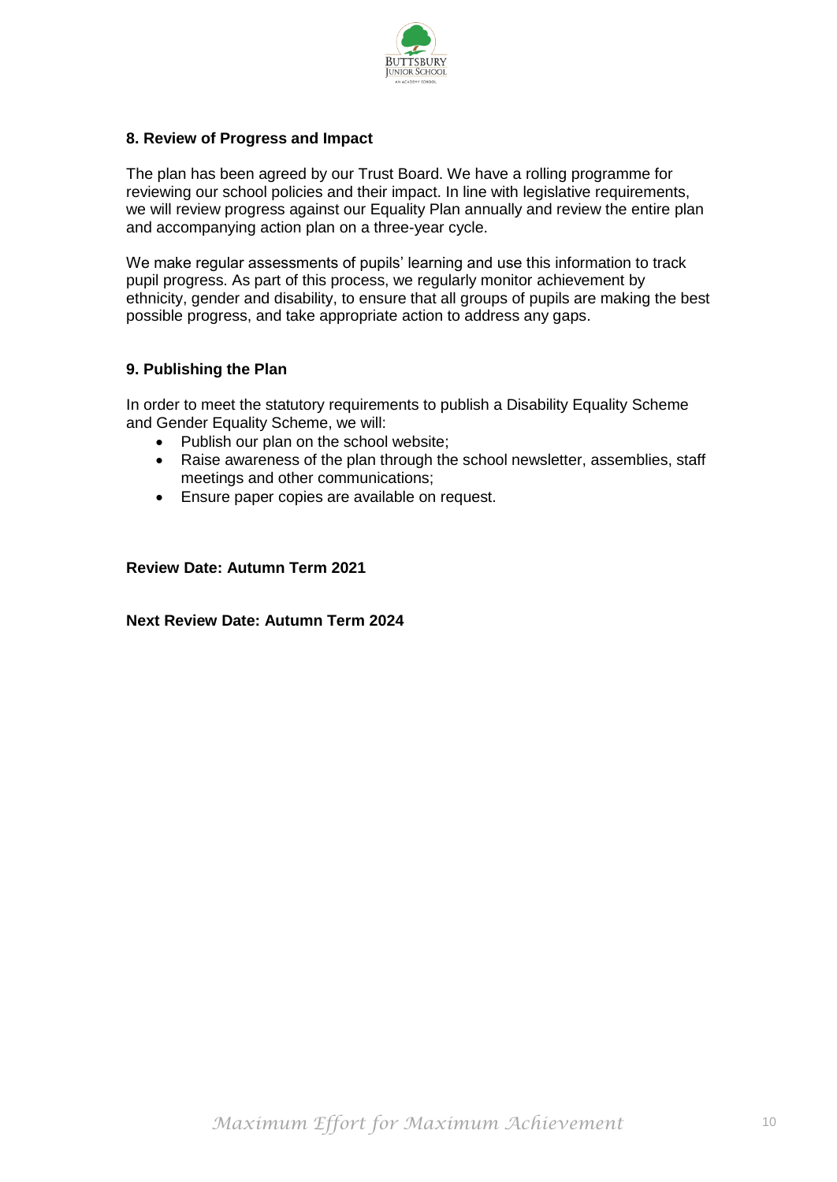## 8. Review of Progress and Impact

The plan has been agreed by our Trust Board. We have a rolling programme for reviewing our school policies and their impact. In line with legislative requirements, we will review progress against our Equality Plan annually and review the entire plan and accompanying action plan on a three-year cycle.

We make regular assessments of pupils' learning and use this information to track pupil progress. As part of this process, we regularly monitor achievement by ethnicity, gender and disability, to ensure that all groups of pupils are making the best possible progress, and take appropriate action to address any gaps.

## 9. Publishing the Plan

In order to meet the statutory requirements to publish a Disability Equality Scheme and Gender Equality Scheme, we will:

- Publish our plan on the school website;
- Raise awareness of the plan through the school newsletter, assemblies, staff meetings and other communications;
- Ensure paper copies are available on request.

**Review Date: Autumn Term 2021**

**Next Review Date: Autumn Term 2024**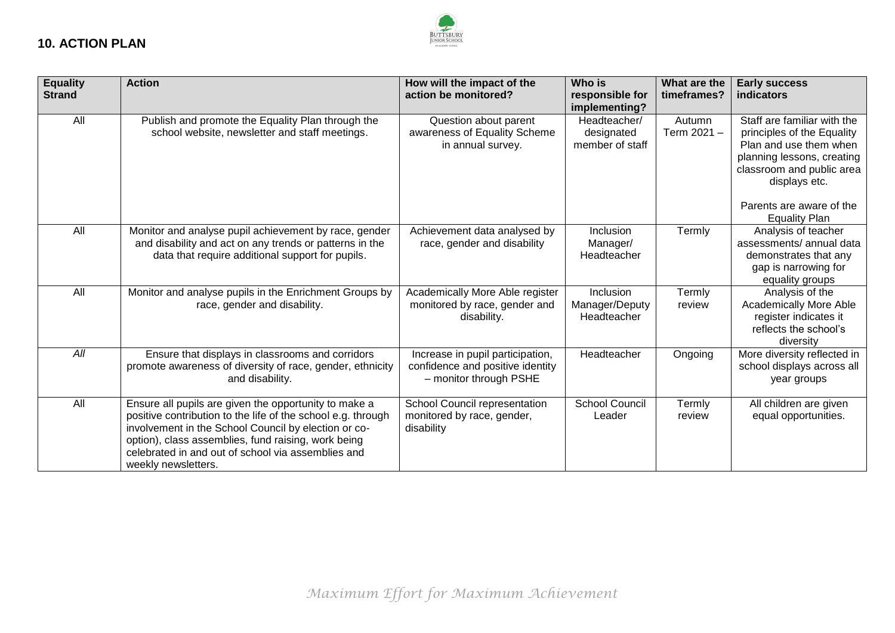## 10. ACTION PLAN

| Equality Strand | Action | How will the impact of the action be monitored? | Who is responsible for implementing? | What are the timeframes? | Early success indicators |
|---|---|---|---|---|---|
| All | Publish and promote the Equality Plan through the school website, newsletter and staff meetings. | Question about parent awareness of Equality Scheme in annual survey. | Headteacher/ designated member of staff | Autumn Term 2021 – | Staff are familiar with the principles of the Equality Plan and use them when planning lessons, creating classroom and public area displays etc.<br><br>Parents are aware of the Equality Plan |
| All | Monitor and analyse pupil achievement by race, gender and disability and act on any trends or patterns in the data that require additional support for pupils. | Achievement data analysed by race, gender and disability | Inclusion Manager/ Headteacher | Termly | Analysis of teacher assessments/ annual data demonstrates that any gap is narrowing for equality groups |
| All | Monitor and analyse pupils in the Enrichment Groups by race, gender and disability. | Academically More Able register monitored by race, gender and disability. | Inclusion Manager/Deputy Headteacher | Termly review | Analysis of the Academically More Able register indicates it reflects the school's diversity |
| *All* | Ensure that displays in classrooms and corridors promote awareness of diversity of race, gender, ethnicity and disability. | Increase in pupil participation, confidence and positive identity – monitor through PSHE | Headteacher | Ongoing | More diversity reflected in school displays across all year groups |
| All | Ensure all pupils are given the opportunity to make a positive contribution to the life of the school e.g. through involvement in the School Council by election or co-option), class assemblies, fund raising, work being celebrated in and out of school via assemblies and weekly newsletters. | School Council representation monitored by race, gender, disability | School Council Leader | Termly review | All children are given equal opportunities. |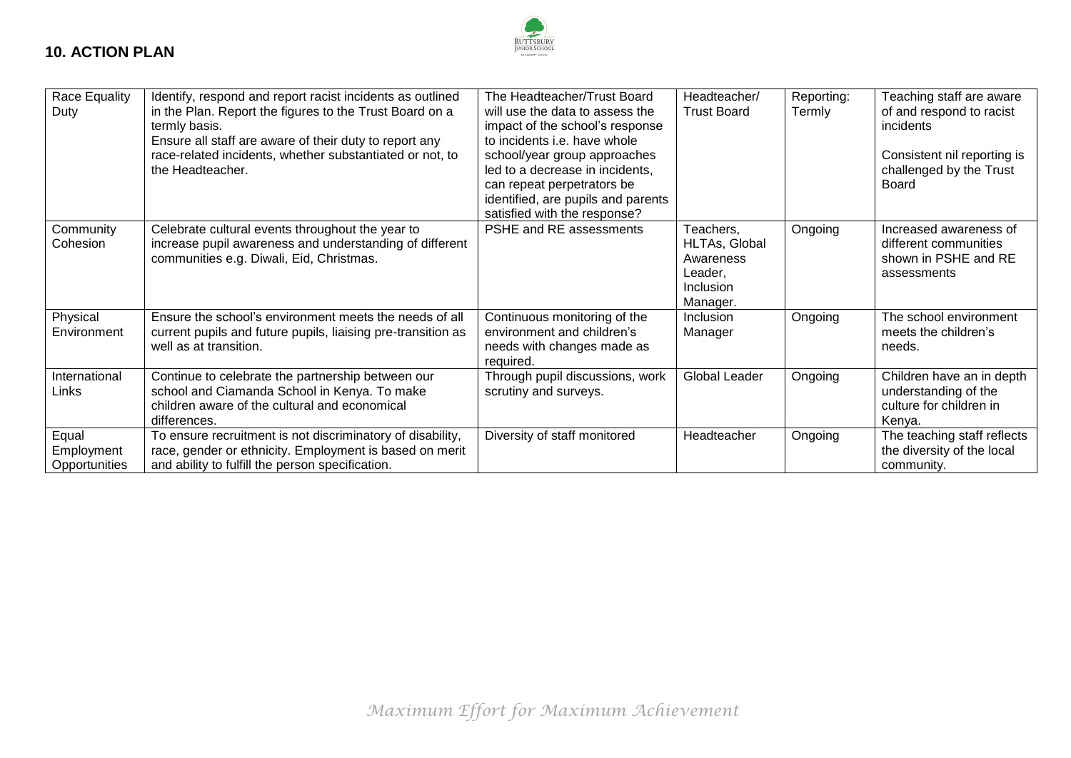## 10. ACTION PLAN

| | | | | | |
|---|---|---|---|---|---|
| Race Equality Duty | Identify, respond and report racist incidents as outlined in the Plan. Report the figures to the Trust Board on a termly basis.<br>Ensure all staff are aware of their duty to report any race-related incidents, whether substantiated or not, to the Headteacher. | The Headteacher/Trust Board will use the data to assess the impact of the school's response to incidents i.e. have whole school/year group approaches led to a decrease in incidents, can repeat perpetrators be identified, are pupils and parents satisfied with the response? | Headteacher/ Trust Board | Reporting: Termly | Teaching staff are aware of and respond to racist incidents<br><br>Consistent nil reporting is challenged by the Trust Board |
| Community Cohesion | Celebrate cultural events throughout the year to increase pupil awareness and understanding of different communities e.g. Diwali, Eid, Christmas. | PSHE and RE assessments | Teachers, HLTAs, Global Awareness Leader, Inclusion Manager. | Ongoing | Increased awareness of different communities shown in PSHE and RE assessments |
| Physical Environment | Ensure the school's environment meets the needs of all current pupils and future pupils, liaising pre-transition as well as at transition. | Continuous monitoring of the environment and children's needs with changes made as required. | Inclusion Manager | Ongoing | The school environment meets the children's needs. |
| International Links | Continue to celebrate the partnership between our school and Ciamanda School in Kenya. To make children aware of the cultural and economical differences. | Through pupil discussions, work scrutiny and surveys. | Global Leader | Ongoing | Children have an in depth understanding of the culture for children in Kenya. |
| Equal Employment Opportunities | To ensure recruitment is not discriminatory of disability, race, gender or ethnicity. Employment is based on merit and ability to fulfill the person specification. | Diversity of staff monitored | Headteacher | Ongoing | The teaching staff reflects the diversity of the local community. |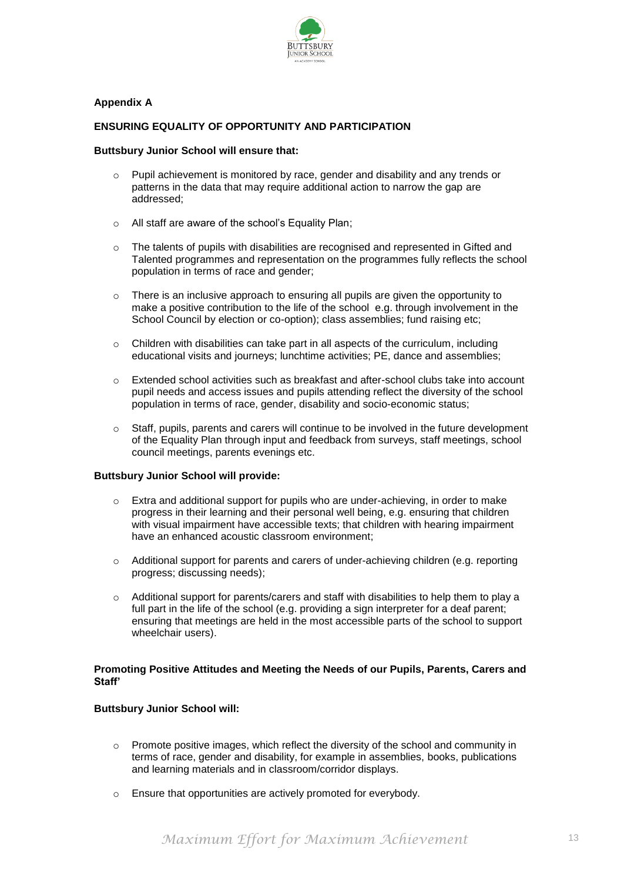**Appendix A**

**ENSURING EQUALITY OF OPPORTUNITY AND PARTICIPATION**

**Buttsbury Junior School will ensure that:**

- Pupil achievement is monitored by race, gender and disability and any trends or patterns in the data that may require additional action to narrow the gap are addressed;
- All staff are aware of the school's Equality Plan;
- The talents of pupils with disabilities are recognised and represented in Gifted and Talented programmes and representation on the programmes fully reflects the school population in terms of race and gender;
- There is an inclusive approach to ensuring all pupils are given the opportunity to make a positive contribution to the life of the school e.g. through involvement in the School Council by election or co-option); class assemblies; fund raising etc;
- Children with disabilities can take part in all aspects of the curriculum, including educational visits and journeys; lunchtime activities; PE, dance and assemblies;
- Extended school activities such as breakfast and after-school clubs take into account pupil needs and access issues and pupils attending reflect the diversity of the school population in terms of race, gender, disability and socio-economic status;
- Staff, pupils, parents and carers will continue to be involved in the future development of the Equality Plan through input and feedback from surveys, staff meetings, school council meetings, parents evenings etc.

**Buttsbury Junior School will provide:**

- Extra and additional support for pupils who are under-achieving, in order to make progress in their learning and their personal well being, e.g. ensuring that children with visual impairment have accessible texts; that children with hearing impairment have an enhanced acoustic classroom environment;
- Additional support for parents and carers of under-achieving children (e.g. reporting progress; discussing needs);
- Additional support for parents/carers and staff with disabilities to help them to play a full part in the life of the school (e.g. providing a sign interpreter for a deaf parent; ensuring that meetings are held in the most accessible parts of the school to support wheelchair users).

**Promoting Positive Attitudes and Meeting the Needs of our Pupils, Parents, Carers and Staff'**

**Buttsbury Junior School will:**

- Promote positive images, which reflect the diversity of the school and community in terms of race, gender and disability, for example in assemblies, books, publications and learning materials and in classroom/corridor displays.
- Ensure that opportunities are actively promoted for everybody.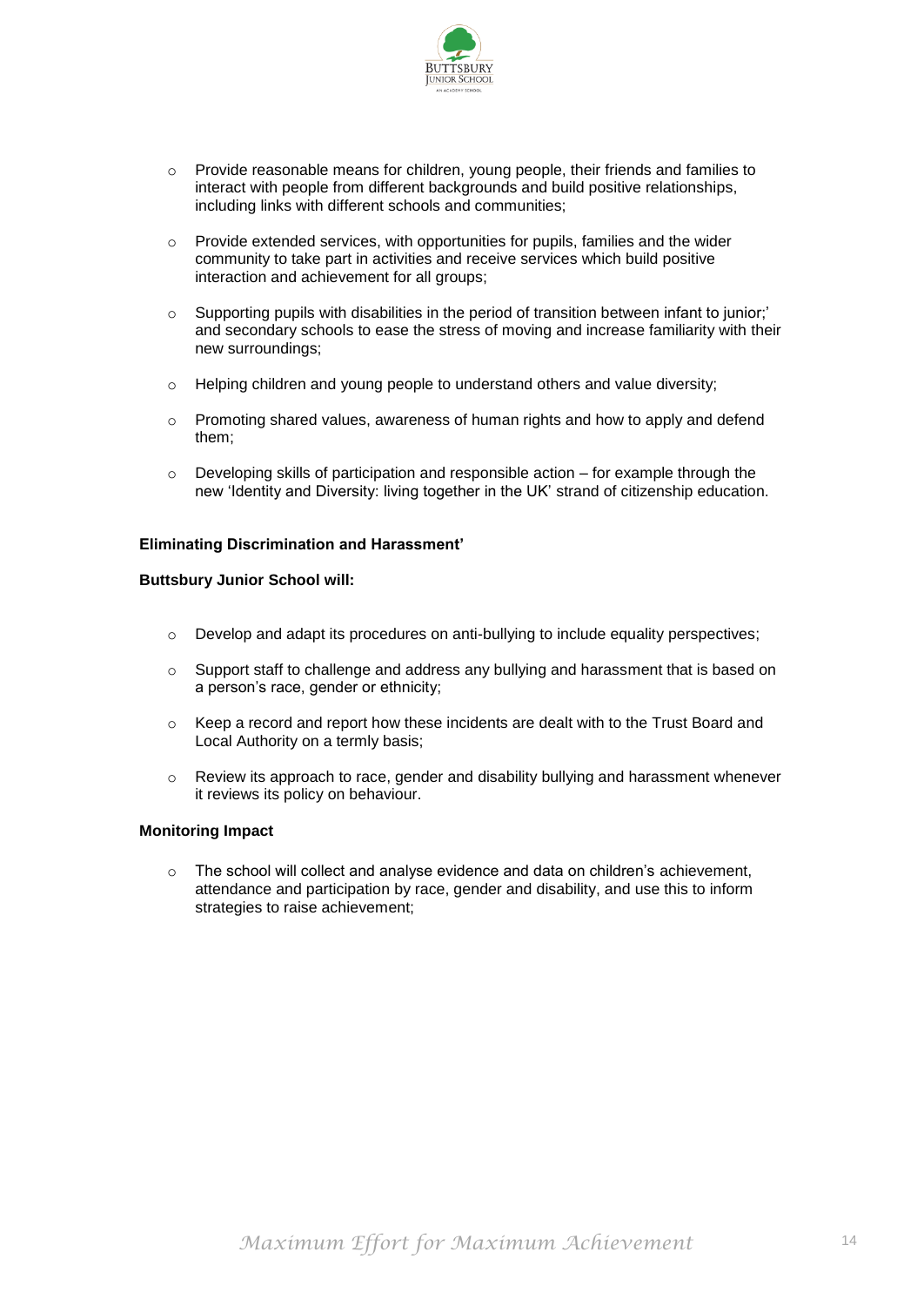- Provide reasonable means for children, young people, their friends and families to interact with people from different backgrounds and build positive relationships, including links with different schools and communities;
- Provide extended services, with opportunities for pupils, families and the wider community to take part in activities and receive services which build positive interaction and achievement for all groups;
- Supporting pupils with disabilities in the period of transition between infant to junior;' and secondary schools to ease the stress of moving and increase familiarity with their new surroundings;
- Helping children and young people to understand others and value diversity;
- Promoting shared values, awareness of human rights and how to apply and defend them;
- Developing skills of participation and responsible action – for example through the new 'Identity and Diversity: living together in the UK' strand of citizenship education.

**Eliminating Discrimination and Harassment'**

**Buttsbury Junior School will:**

- Develop and adapt its procedures on anti-bullying to include equality perspectives;
- Support staff to challenge and address any bullying and harassment that is based on a person's race, gender or ethnicity;
- Keep a record and report how these incidents are dealt with to the Trust Board and Local Authority on a termly basis;
- Review its approach to race, gender and disability bullying and harassment whenever it reviews its policy on behaviour.

**Monitoring Impact**

- The school will collect and analyse evidence and data on children's achievement, attendance and participation by race, gender and disability, and use this to inform strategies to raise achievement;